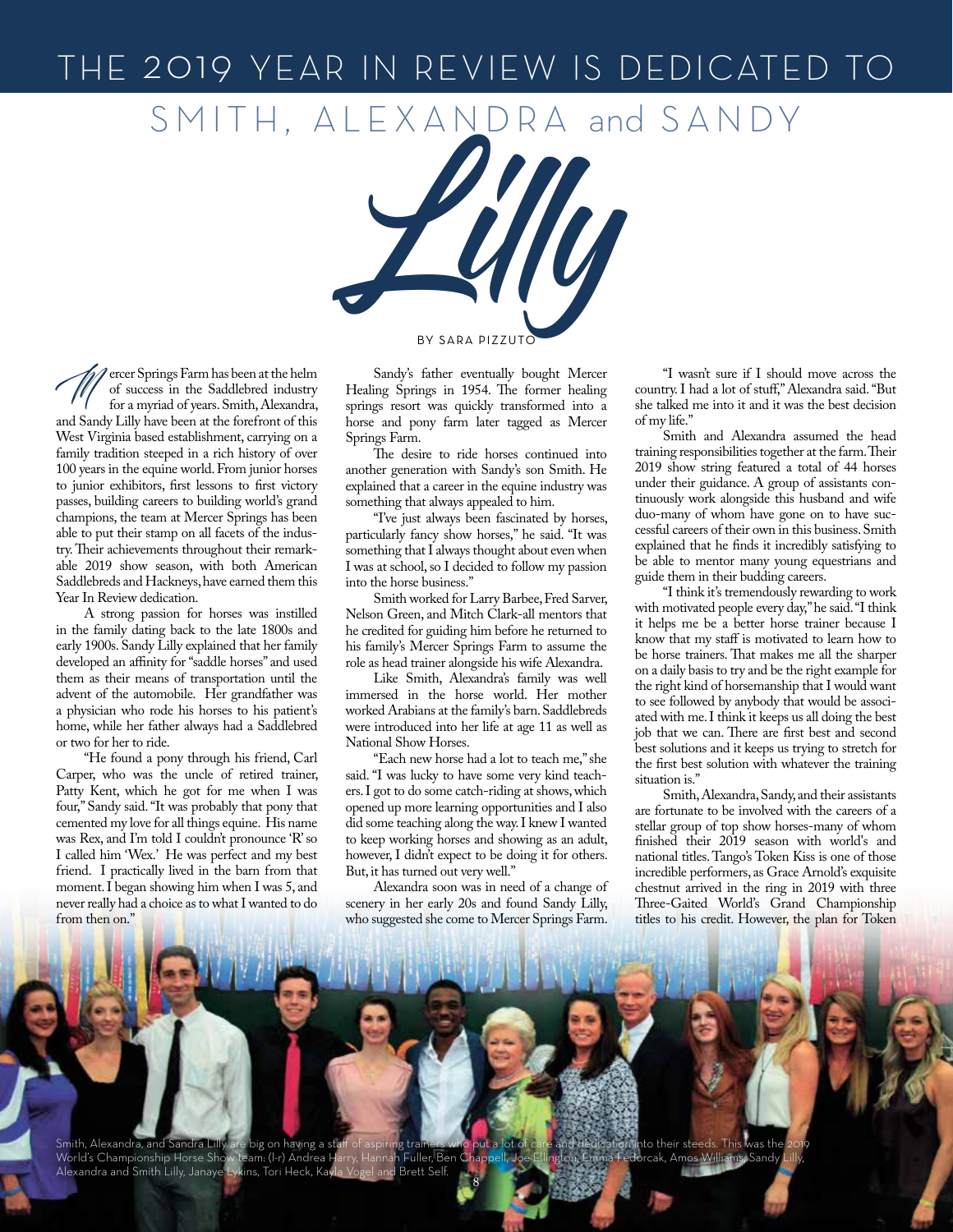# THE 2019 YEAR IN REVIEW IS DEDICATED TO SMITH, ALEXANDRA and SANDY *Lilly*

BY SARA PIZZUTO

Mercer Springs Farm has been at the helm of success in the Saddlebred industry for a myriad of years. Smith, Alexandra, and Sandy Lilly have been at the forefront of this West Virginia based establishment, carrying on a family tradition steeped in a rich history of over 100 years in the equine world. From junior horses to junior exhibitors, first lessons to first victory passes, building careers to building world's grand champions, the team at Mercer Springs has been able to put their stamp on all facets of the industry. Their achievements throughout their remarkable 2019 show season, with both American Saddlebreds and Hackneys, have earned them this Year In Review dedication.

A strong passion for horses was instilled in the family dating back to the late 1800s and early 1900s. Sandy Lilly explained that her family developed an affinity for "saddle horses" and used them as their means of transportation until the advent of the automobile. Her grandfather was a physician who rode his horses to his patient's home, while her father always had a Saddlebred or two for her to ride.

"He found a pony through his friend, Carl Carper, who was the uncle of retired trainer, Patty Kent, which he got for me when I was four," Sandy said. "It was probably that pony that cemented my love for all things equine. His name was Rex, and I'm told I couldn't pronounce 'R' so I called him 'Wex.' He was perfect and my best friend. I practically lived in the barn from that moment. I began showing him when I was 5, and never really had a choice as to what I wanted to do from then on."

Sandy's father eventually bought Mercer Healing Springs in 1954. The former healing springs resort was quickly transformed into a horse and pony farm later tagged as Mercer Springs Farm.

The desire to ride horses continued into another generation with Sandy's son Smith. He explained that a career in the equine industry was something that always appealed to him.

"I've just always been fascinated by horses, particularly fancy show horses," he said. "It was something that I always thought about even when I was at school, so I decided to follow my passion into the horse business."

Smith worked for Larry Barbee, Fred Sarver, Nelson Green, and Mitch Clark-all mentors that he credited for guiding him before he returned to his family's Mercer Springs Farm to assume the role as head trainer alongside his wife Alexandra.

Like Smith, Alexandra's family was well immersed in the horse world. Her mother worked Arabians at the family's barn. Saddlebreds were introduced into her life at age 11 as well as National Show Horses.

"Each new horse had a lot to teach me," she said. "I was lucky to have some very kind teachers. I got to do some catch-riding at shows, which opened up more learning opportunities and I also did some teaching along the way. I knew I wanted to keep working horses and showing as an adult, however, I didn't expect to be doing it for others. But, it has turned out very well."

Alexandra soon was in need of a change of scenery in her early 20s and found Sandy Lilly, who suggested she come to Mercer Springs Farm.

"I wasn't sure if I should move across the country. I had a lot of stuff," Alexandra said. "But she talked me into it and it was the best decision of my life."

Smith and Alexandra assumed the head training responsibilities together at the farm. Their 2019 show string featured a total of 44 horses under their guidance. A group of assistants continuously work alongside this husband and wife duo-many of whom have gone on to have successful careers of their own in this business. Smith explained that he finds it incredibly satisfying to be able to mentor many young equestrians and guide them in their budding careers.

"I think it's tremendously rewarding to work with motivated people every day," he said. "I think it helps me be a better horse trainer because I know that my staff is motivated to learn how to be horse trainers. That makes me all the sharper on a daily basis to try and be the right example for the right kind of horsemanship that I would want to see followed by anybody that would be associated with me. I think it keeps us all doing the best job that we can. There are first best and second best solutions and it keeps us trying to stretch for the first best solution with whatever the training situation is."

Smith, Alexandra, Sandy, and their assistants are fortunate to be involved with the careers of a stellar group of top show horses-many of whom finished their 2019 season with world's and national titles. Tango's Token Kiss is one of those incredible performers, as Grace Arnold's exquisite chestnut arrived in the ring in 2019 with three Three-Gaited World's Grand Championship titles to his credit. However, the plan for Token

Smith, Alexandra, and Sandra Lilly are big on having a staff of aspiring trainers who put a lot of care and dedication into their steeds. This was the 2019 World's Championship Horse Show team: (l-r) Andrea Harry, Hannah Fuller, Ben Chappell, Joe Ellington, Emma Fedorcak, Amos Williams, Sandy Lilly, Alexandra and Smith Lilly, Janaye Lykins, Tori Heck, Kayla Vogel and Brett Self.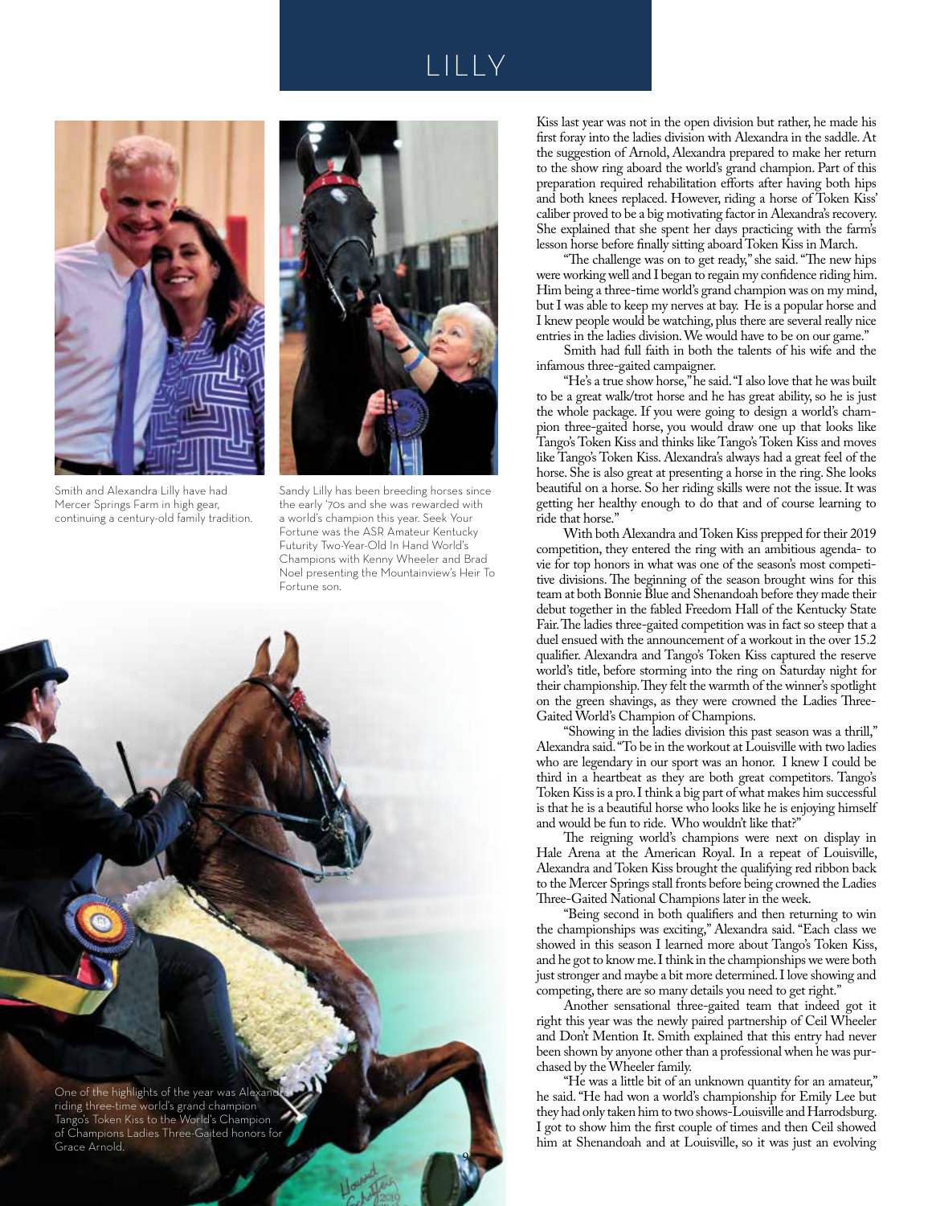Smith and Alexandra Lilly have had Mercer Springs Farm in high gear, continuing a century-old family tradition.

Sandy Lilly has been breeding horses since the early '70s and she was rewarded with a world's champion this year. Seek Your Fortune was the ASR Amateur Kentucky Futurity Two-Year-Old In Hand World's Champions with Kenny Wheeler and Brad Noel presenting the Mountainview's Heir To Fortune son.

One of the highlights of the year was Alexandra riding three-time world's grand champion Tango's Token Kiss to the World's Champion of Champions Ladies Three-Gaited honors for Grace Arnold.

Kiss last year was not in the open division but rather, he made his first foray into the ladies division with Alexandra in the saddle. At the suggestion of Arnold, Alexandra prepared to make her return to the show ring aboard the world's grand champion. Part of this preparation required rehabilitation efforts after having both hips and both knees replaced. However, riding a horse of Token Kiss' caliber proved to be a big motivating factor in Alexandra's recovery. She explained that she spent her days practicing with the farm's lesson horse before finally sitting aboard Token Kiss in March.

"The challenge was on to get ready," she said. "The new hips were working well and I began to regain my confidence riding him. Him being a three-time world's grand champion was on my mind, but I was able to keep my nerves at bay. He is a popular horse and I knew people would be watching, plus there are several really nice entries in the ladies division. We would have to be on our game."

Smith had full faith in both the talents of his wife and the infamous three-gaited campaigner.

"He's a true show horse," he said. "I also love that he was built to be a great walk/trot horse and he has great ability, so he is just the whole package. If you were going to design a world's champion three-gaited horse, you would draw one up that looks like Tango's Token Kiss and thinks like Tango's Token Kiss and moves like Tango's Token Kiss. Alexandra's always had a great feel of the horse. She is also great at presenting a horse in the ring. She looks beautiful on a horse. So her riding skills were not the issue. It was getting her healthy enough to do that and of course learning to ride that horse."

With both Alexandra and Token Kiss prepped for their 2019 competition, they entered the ring with an ambitious agenda- to vie for top honors in what was one of the season's most competitive divisions. The beginning of the season brought wins for this team at both Bonnie Blue and Shenandoah before they made their debut together in the fabled Freedom Hall of the Kentucky State Fair. The ladies three-gaited competition was in fact so steep that a duel ensued with the announcement of a workout in the over 15.2 qualifier. Alexandra and Tango's Token Kiss captured the reserve world's title, before storming into the ring on Saturday night for their championship. They felt the warmth of the winner's spotlight on the green shavings, as they were crowned the Ladies Three-Gaited World's Champion of Champions.

"Showing in the ladies division this past season was a thrill," Alexandra said. "To be in the workout at Louisville with two ladies who are legendary in our sport was an honor. I knew I could be third in a heartbeat as they are both great competitors. Tango's Token Kiss is a pro. I think a big part of what makes him successful is that he is a beautiful horse who looks like he is enjoying himself and would be fun to ride. Who wouldn't like that?"

The reigning world's champions were next on display in Hale Arena at the American Royal. In a repeat of Louisville, Alexandra and Token Kiss brought the qualifying red ribbon back to the Mercer Springs stall fronts before being crowned the Ladies Three-Gaited National Champions later in the week.

"Being second in both qualifiers and then returning to win the championships was exciting," Alexandra said. "Each class we showed in this season I learned more about Tango's Token Kiss, and he got to know me. I think in the championships we were both just stronger and maybe a bit more determined. I love showing and competing, there are so many details you need to get right."

Another sensational three-gaited team that indeed got it right this year was the newly paired partnership of Ceil Wheeler and Don't Mention It. Smith explained that this entry had never been shown by anyone other than a professional when he was purchased by the Wheeler family.

"He was a little bit of an unknown quantity for an amateur," he said. "He had won a world's championship for Emily Lee but they had only taken him to two shows-Louisville and Harrodsburg. I got to show him the first couple of times and then Ceil showed him at Shenandoah and at Louisville, so it was just an evolving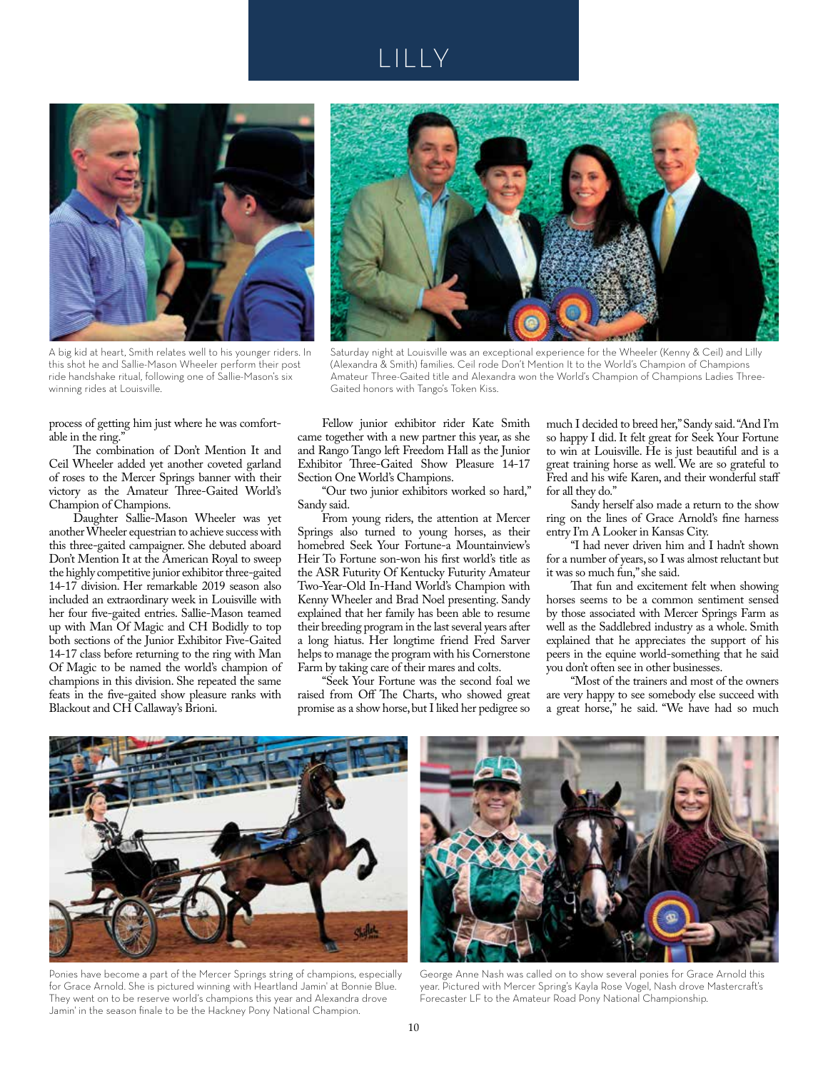A big kid at heart, Smith relates well to his younger riders. In this shot he and Sallie-Mason Wheeler perform their post ride handshake ritual, following one of Sallie-Mason's six winning rides at Louisville.

Saturday night at Louisville was an exceptional experience for the Wheeler (Kenny & Ceil) and Lilly (Alexandra & Smith) families. Ceil rode Don't Mention It to the World's Champion of Champions Amateur Three-Gaited title and Alexandra won the World's Champion of Champions Ladies Three-Gaited honors with Tango's Token Kiss.

process of getting him just where he was comfortable in the ring."

The combination of Don't Mention It and Ceil Wheeler added yet another coveted garland of roses to the Mercer Springs banner with their victory as the Amateur Three-Gaited World's Champion of Champions.

Daughter Sallie-Mason Wheeler was yet another Wheeler equestrian to achieve success with this three-gaited campaigner. She debuted aboard Don't Mention It at the American Royal to sweep the highly competitive junior exhibitor three-gaited 14-17 division. Her remarkable 2019 season also included an extraordinary week in Louisville with her four five-gaited entries. Sallie-Mason teamed up with Man Of Magic and CH Bodidly to top both sections of the Junior Exhibitor Five-Gaited 14-17 class before returning to the ring with Man Of Magic to be named the world's champion of champions in this division. She repeated the same feats in the five-gaited show pleasure ranks with Blackout and CH Callaway's Brioni.

Fellow junior exhibitor rider Kate Smith came together with a new partner this year, as she and Rango Tango left Freedom Hall as the Junior Exhibitor Three-Gaited Show Pleasure 14-17 Section One World's Champions.

"Our two junior exhibitors worked so hard," Sandy said.

From young riders, the attention at Mercer Springs also turned to young horses, as their homebred Seek Your Fortune-a Mountainview's Heir To Fortune son-won his first world's title as the ASR Futurity Of Kentucky Futurity Amateur Two-Year-Old In-Hand World's Champion with Kenny Wheeler and Brad Noel presenting. Sandy explained that her family has been able to resume their breeding program in the last several years after a long hiatus. Her longtime friend Fred Sarver helps to manage the program with his Cornerstone Farm by taking care of their mares and colts.

"Seek Your Fortune was the second foal we raised from Off The Charts, who showed great promise as a show horse, but I liked her pedigree so much I decided to breed her," Sandy said. "And I'm so happy I did. It felt great for Seek Your Fortune to win at Louisville. He is just beautiful and is a great training horse as well. We are so grateful to Fred and his wife Karen, and their wonderful staff for all they do."

Sandy herself also made a return to the show ring on the lines of Grace Arnold's fine harness entry I'm A Looker in Kansas City.

"I had never driven him and I hadn't shown for a number of years, so I was almost reluctant but it was so much fun," she said.

That fun and excitement felt when showing horses seems to be a common sentiment sensed by those associated with Mercer Springs Farm as well as the Saddlebred industry as a whole. Smith explained that he appreciates the support of his peers in the equine world-something that he said you don't often see in other businesses.

"Most of the trainers and most of the owners are very happy to see somebody else succeed with a great horse," he said. "We have had so much

Ponies have become a part of the Mercer Springs string of champions, especially for Grace Arnold. She is pictured winning with Heartland Jamin' at Bonnie Blue. They went on to be reserve world's champions this year and Alexandra drove Jamin' in the season finale to be the Hackney Pony National Champion.

George Anne Nash was called on to show several ponies for Grace Arnold this year. Pictured with Mercer Spring's Kayla Rose Vogel, Nash drove Mastercraft's Forecaster LF to the Amateur Road Pony National Championship.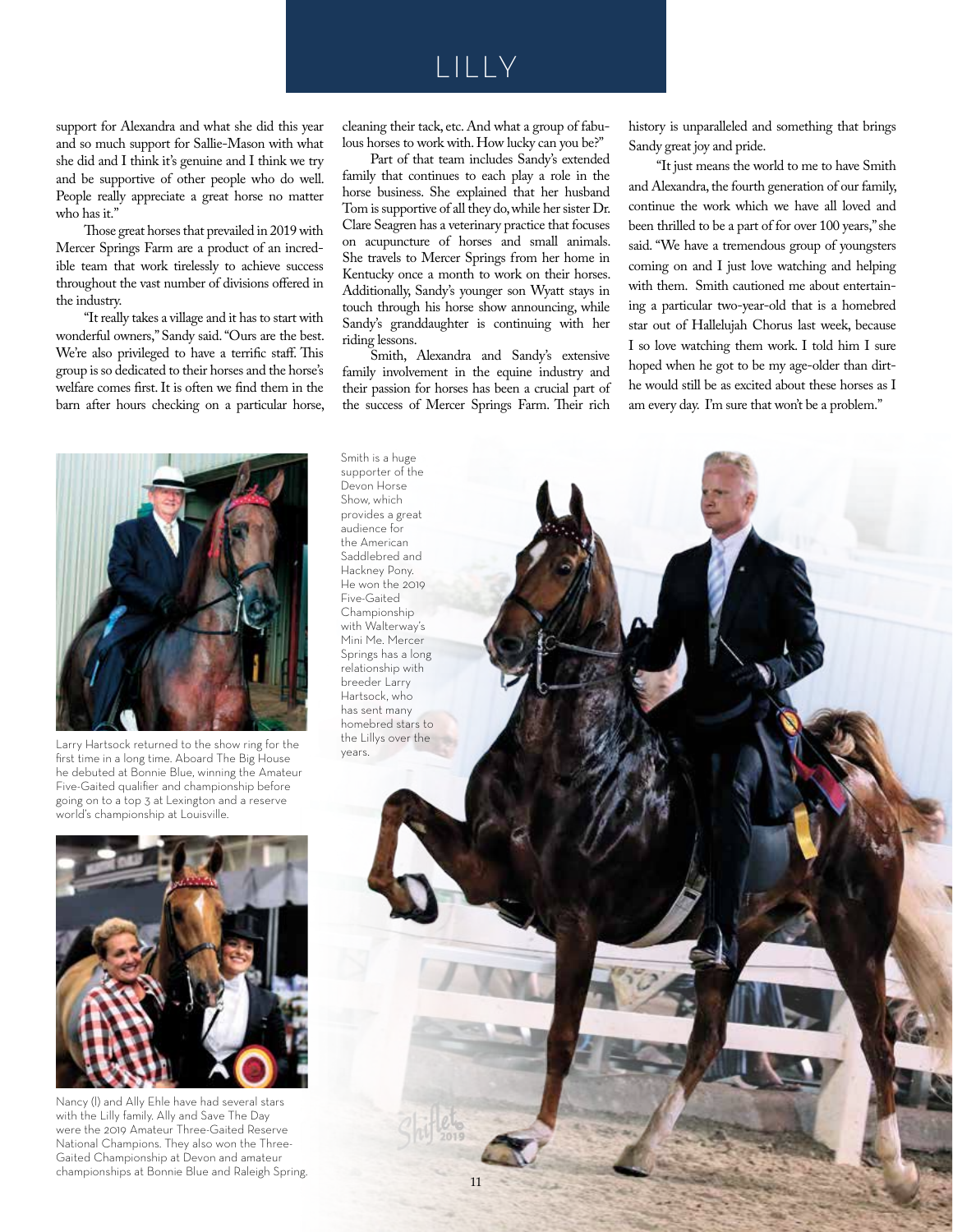support for Alexandra and what she did this year and so much support for Sallie-Mason with what she did and I think it's genuine and I think we try and be supportive of other people who do well. People really appreciate a great horse no matter who has it."

Those great horses that prevailed in 2019 with Mercer Springs Farm are a product of an incredible team that work tirelessly to achieve success throughout the vast number of divisions offered in the industry.

"It really takes a village and it has to start with wonderful owners," Sandy said. "Ours are the best. We're also privileged to have a terrific staff. This group is so dedicated to their horses and the horse's welfare comes first. It is often we find them in the barn after hours checking on a particular horse, cleaning their tack, etc. And what a group of fabulous horses to work with. How lucky can you be?"

Part of that team includes Sandy's extended family that continues to each play a role in the horse business. She explained that her husband Tom is supportive of all they do, while her sister Dr. Clare Seagren has a veterinary practice that focuses on acupuncture of horses and small animals. She travels to Mercer Springs from her home in Kentucky once a month to work on their horses. Additionally, Sandy's younger son Wyatt stays in touch through his horse show announcing, while Sandy's granddaughter is continuing with her riding lessons.

Smith, Alexandra and Sandy's extensive family involvement in the equine industry and their passion for horses has been a crucial part of the success of Mercer Springs Farm. Their rich history is unparalleled and something that brings Sandy great joy and pride.

"It just means the world to me to have Smith and Alexandra, the fourth generation of our family, continue the work which we have all loved and been thrilled to be a part of for over 100 years," she said. "We have a tremendous group of youngsters coming on and I just love watching and helping with them. Smith cautioned me about entertaining a particular two-year-old that is a homebred star out of Hallelujah Chorus last week, because I so love watching them work. I told him I sure hoped when he got to be my age-older than dirt-he would still be as excited about these horses as I am every day. I'm sure that won't be a problem."

Larry Hartsock returned to the show ring for the first time in a long time. Aboard The Big House he debuted at Bonnie Blue, winning the Amateur Five-Gaited qualifier and championship before going on to a top 3 at Lexington and a reserve world's championship at Louisville.

Nancy (l) and Ally Ehle have had several stars with the Lilly family. Ally and Save The Day were the 2019 Amateur Three-Gaited Reserve National Champions. They also won the Three-Gaited Championship at Devon and amateur championships at Bonnie Blue and Raleigh Spring.

Smith is a huge supporter of the Devon Horse Show, which provides a great audience for the American Saddlebred and Hackney Pony. He won the 2019 Five-Gaited Championship with Walterway's Mini Me. Mercer Springs has a long relationship with breeder Larry Hartsock, who has sent many homebred stars to the Lillys over the years.